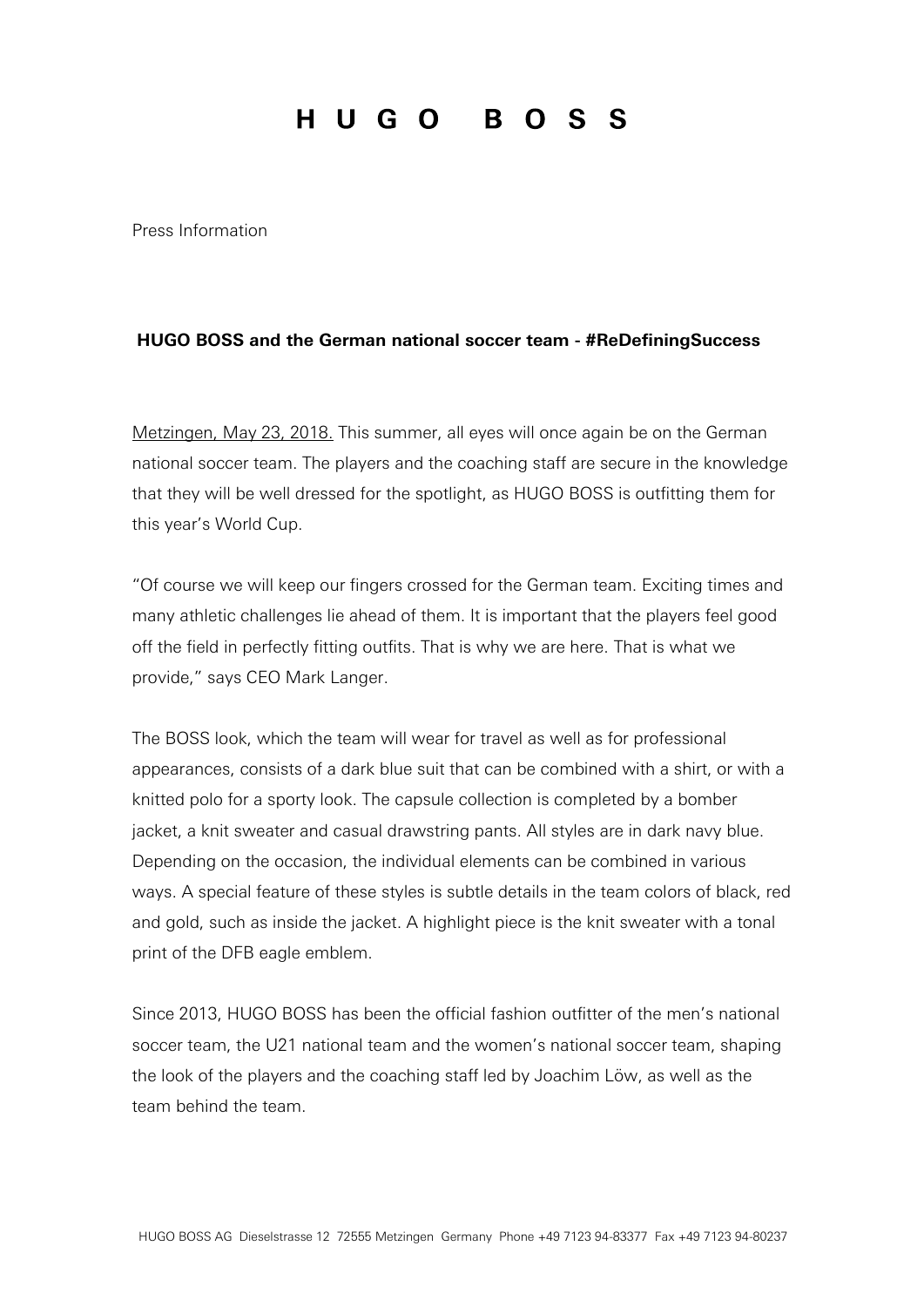# H U G O   B O S S

Press Information

## HUGO BOSS and the German national soccer team - #ReDefiningSuccess

Metzingen, May 23, 2018. This summer, all eyes will once again be on the German national soccer team. The players and the coaching staff are secure in the knowledge that they will be well dressed for the spotlight, as HUGO BOSS is outfitting them for this year's World Cup.

"Of course we will keep our fingers crossed for the German team. Exciting times and many athletic challenges lie ahead of them. It is important that the players feel good off the field in perfectly fitting outfits. That is why we are here. That is what we provide," says CEO Mark Langer.

The BOSS look, which the team will wear for travel as well as for professional appearances, consists of a dark blue suit that can be combined with a shirt, or with a knitted polo for a sporty look. The capsule collection is completed by a bomber jacket, a knit sweater and casual drawstring pants. All styles are in dark navy blue. Depending on the occasion, the individual elements can be combined in various ways. A special feature of these styles is subtle details in the team colors of black, red and gold, such as inside the jacket. A highlight piece is the knit sweater with a tonal print of the DFB eagle emblem.

Since 2013, HUGO BOSS has been the official fashion outfitter of the men's national soccer team, the U21 national team and the women's national soccer team, shaping the look of the players and the coaching staff led by Joachim Löw, as well as the team behind the team.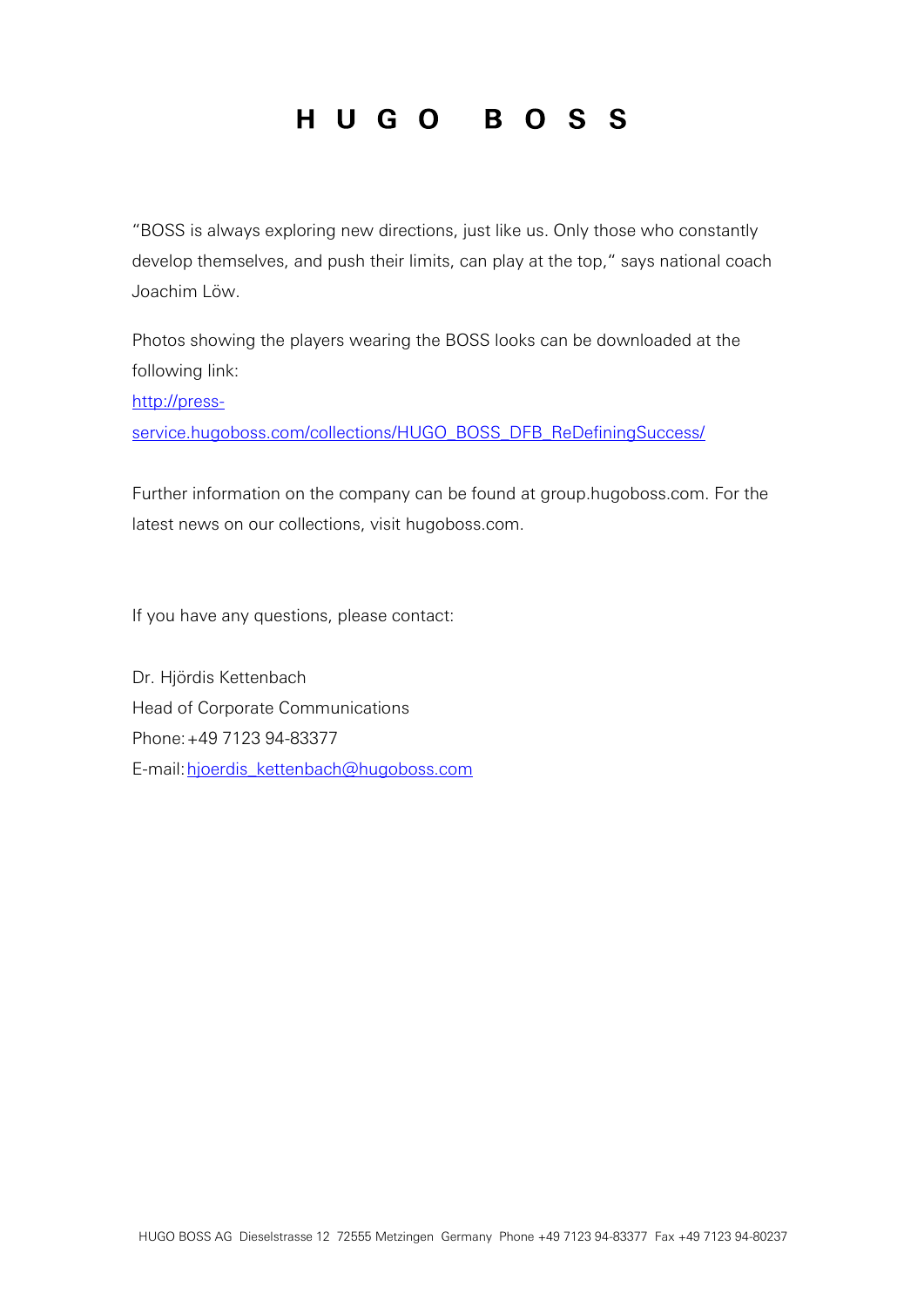# HUGO BOSS

"BOSS is always exploring new directions, just like us. Only those who constantly develop themselves, and push their limits, can play at the top," says national coach Joachim Löw.

Photos showing the players wearing the BOSS looks can be downloaded at the following link:
http://press-service.hugoboss.com/collections/HUGO_BOSS_DFB_ReDefiningSuccess/

Further information on the company can be found at group.hugoboss.com. For the latest news on our collections, visit hugoboss.com.

If you have any questions, please contact:

Dr. Hjördis Kettenbach
Head of Corporate Communications
Phone: +49 7123 94-83377
E-mail: hjoerdis_kettenbach@hugoboss.com

HUGO BOSS AG Dieselstrasse 12 72555 Metzingen Germany Phone +49 7123 94-83377 Fax +49 7123 94-80237